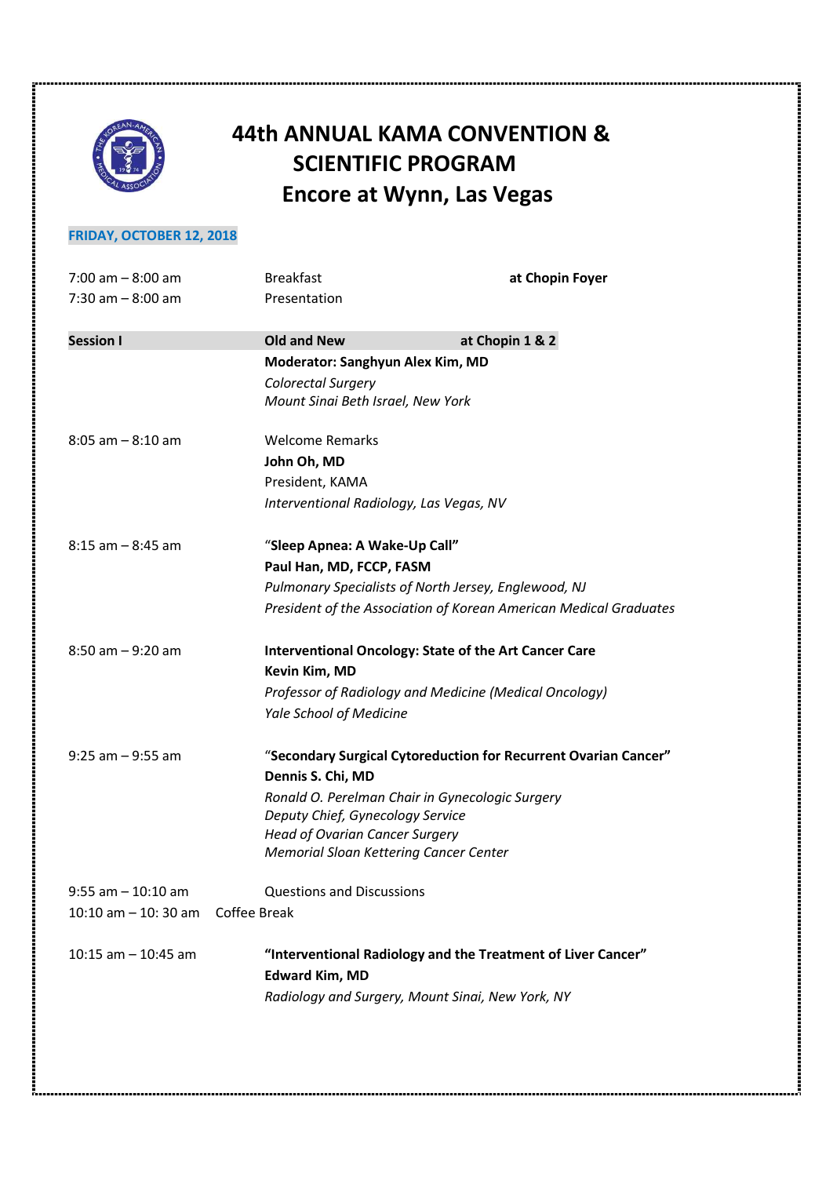# 44th ANNUAL KAMA CONVENTION & SCIENTIFIC PROGRAM
# Encore at Wynn, Las Vegas

**FRIDAY, OCTOBER 12, 2018**

7:00 am – 8:00 am Breakfast **at Chopin Foyer**
7:30 am – 8:00 am Presentation

**Session I** **Old and New** **at Chopin 1 & 2**

**Moderator: Sanghyun Alex Kim, MD**
*Colorectal Surgery*
*Mount Sinai Beth Israel, New York*

8:05 am – 8:10 am
Welcome Remarks
**John Oh, MD**
President, KAMA
*Interventional Radiology, Las Vegas, NV*

8:15 am – 8:45 am
"**Sleep Apnea: A Wake-Up Call"**
**Paul Han, MD, FCCP, FASM**
*Pulmonary Specialists of North Jersey, Englewood, NJ*
*President of the Association of Korean American Medical Graduates*

8:50 am – 9:20 am
**Interventional Oncology: State of the Art Cancer Care**
**Kevin Kim, MD**
*Professor of Radiology and Medicine (Medical Oncology)*
*Yale School of Medicine*

9:25 am – 9:55 am
"**Secondary Surgical Cytoreduction for Recurrent Ovarian Cancer"**
**Dennis S. Chi, MD**
*Ronald O. Perelman Chair in Gynecologic Surgery*
*Deputy Chief, Gynecology Service*
*Head of Ovarian Cancer Surgery*
*Memorial Sloan Kettering Cancer Center*

9:55 am – 10:10 am Questions and Discussions
10:10 am – 10: 30 am Coffee Break

10:15 am – 10:45 am
**"Interventional Radiology and the Treatment of Liver Cancer"**
**Edward Kim, MD**
*Radiology and Surgery, Mount Sinai, New York, NY*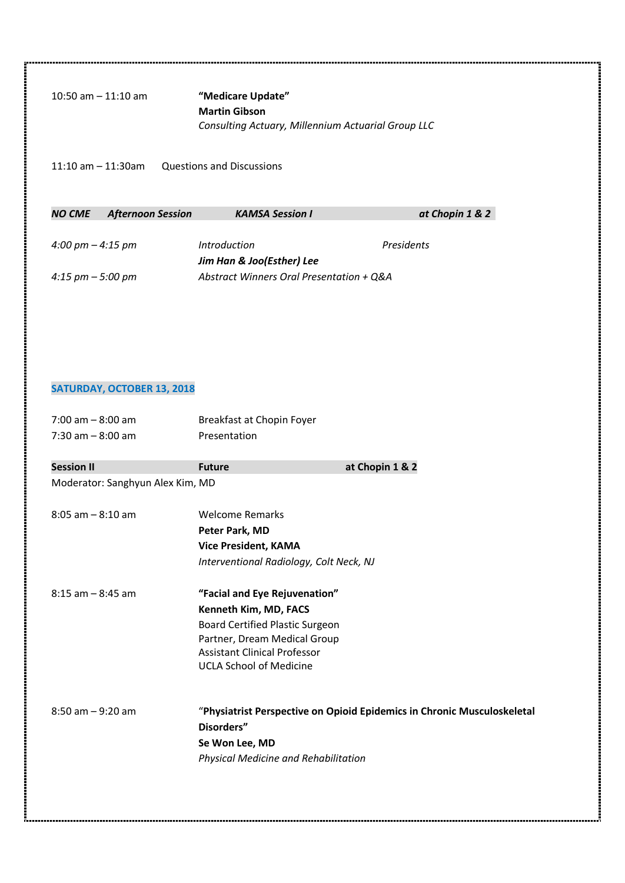10:50 am – 11:10 am **"Medicare Update"**
**Martin Gibson**
*Consulting Actuary, Millennium Actuarial Group LLC*

11:10 am – 11:30am Questions and Discussions

***NO CME Afternoon Session KAMSA Session I at Chopin 1 & 2***

*4:00 pm – 4:15 pm Introduction Presidents*
***Jim Han & Joo(Esther) Lee***
*4:15 pm – 5:00 pm Abstract Winners Oral Presentation + Q&A*

## SATURDAY, OCTOBER 13, 2018

7:00 am – 8:00 am Breakfast at Chopin Foyer
7:30 am – 8:00 am Presentation

**Session II Future at Chopin 1 & 2**

Moderator: Sanghyun Alex Kim, MD

8:05 am – 8:10 am Welcome Remarks
**Peter Park, MD**
**Vice President, KAMA**
*Interventional Radiology, Colt Neck, NJ*

8:15 am – 8:45 am **"Facial and Eye Rejuvenation"**
**Kenneth Kim, MD, FACS**
Board Certified Plastic Surgeon
Partner, Dream Medical Group
Assistant Clinical Professor
UCLA School of Medicine

8:50 am – 9:20 am "**Physiatrist Perspective on Opioid Epidemics in Chronic Musculoskeletal Disorders"**
**Se Won Lee, MD**
*Physical Medicine and Rehabilitation*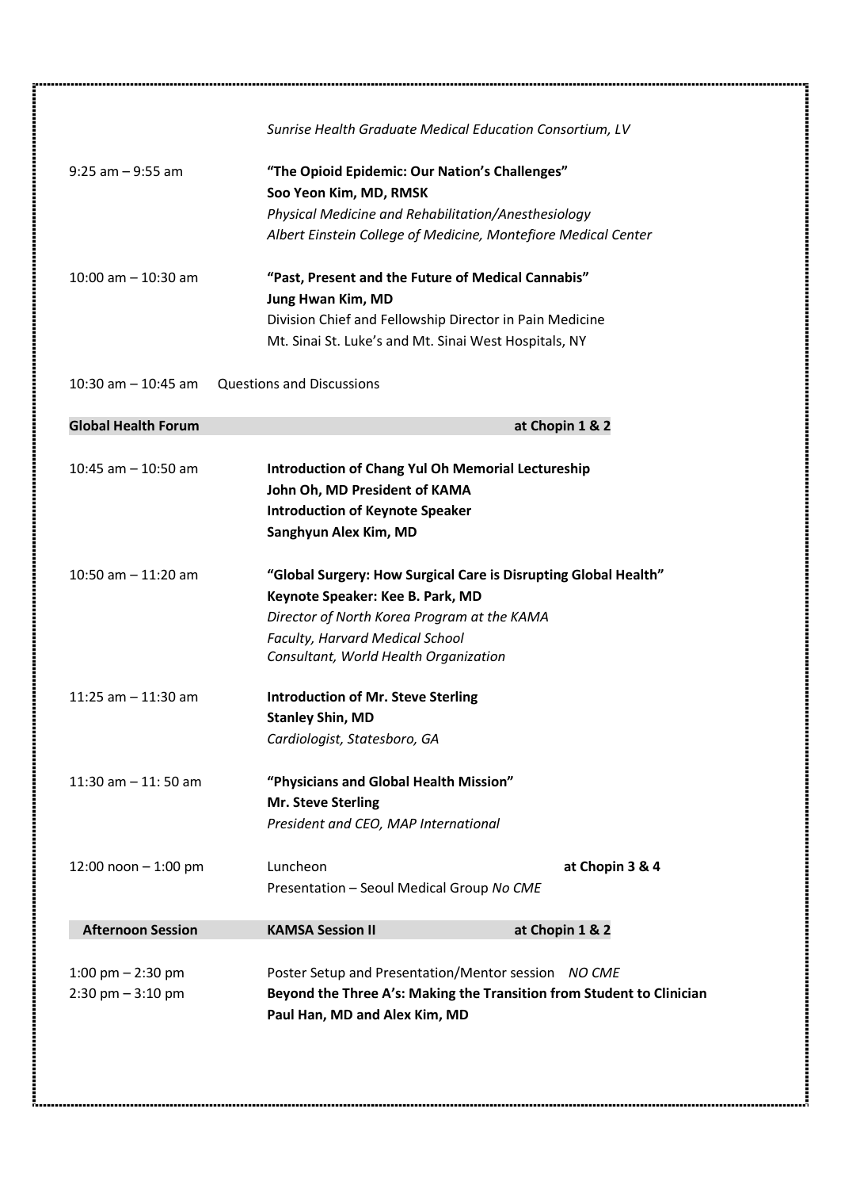*Sunrise Health Graduate Medical Education Consortium, LV*

9:25 am – 9:55 am
**"The Opioid Epidemic: Our Nation's Challenges"**
**Soo Yeon Kim, MD, RMSK**
*Physical Medicine and Rehabilitation/Anesthesiology*
*Albert Einstein College of Medicine, Montefiore Medical Center*

10:00 am – 10:30 am
**"Past, Present and the Future of Medical Cannabis"**
**Jung Hwan Kim, MD**
Division Chief and Fellowship Director in Pain Medicine
Mt. Sinai St. Luke's and Mt. Sinai West Hospitals, NY

10:30 am – 10:45 am
Questions and Discussions

## Global Health Forum — at Chopin 1 & 2

10:45 am – 10:50 am
**Introduction of Chang Yul Oh Memorial Lectureship**
**John Oh, MD President of KAMA**
**Introduction of Keynote Speaker**
**Sanghyun Alex Kim, MD**

10:50 am – 11:20 am
**"Global Surgery: How Surgical Care is Disrupting Global Health"**
**Keynote Speaker: Kee B. Park, MD**
*Director of North Korea Program at the KAMA*
*Faculty, Harvard Medical School*
*Consultant, World Health Organization*

11:25 am – 11:30 am
**Introduction of Mr. Steve Sterling**
**Stanley Shin, MD**
*Cardiologist, Statesboro, GA*

11:30 am – 11: 50 am
**"Physicians and Global Health Mission"**
**Mr. Steve Sterling**
*President and CEO, MAP International*

12:00 noon – 1:00 pm
Luncheon **at Chopin 3 & 4**
Presentation – Seoul Medical Group *No CME*

## Afternoon Session — KAMSA Session II — at Chopin 1 & 2

1:00 pm – 2:30 pm
Poster Setup and Presentation/Mentor session *NO CME*

2:30 pm – 3:10 pm
**Beyond the Three A's: Making the Transition from Student to Clinician**
**Paul Han, MD and Alex Kim, MD**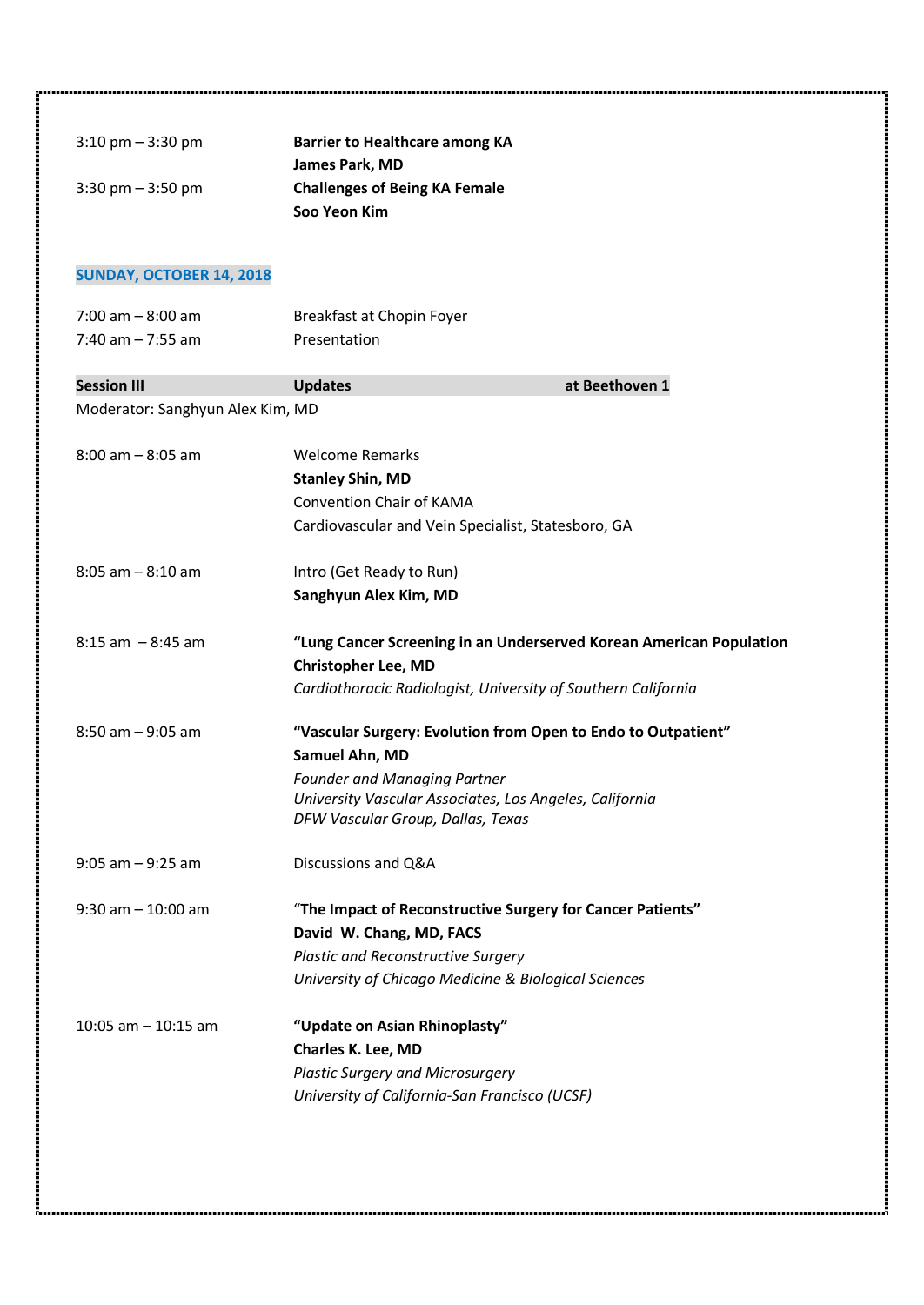3:10 pm – 3:30 pm **Barrier to Healthcare among KA**
**James Park, MD**

3:30 pm – 3:50 pm **Challenges of Being KA Female**
**Soo Yeon Kim**

## SUNDAY, OCTOBER 14, 2018

7:00 am – 8:00 am Breakfast at Chopin Foyer

7:40 am – 7:55 am Presentation

**Session III** **Updates** **at Beethoven 1**

Moderator: Sanghyun Alex Kim, MD

8:00 am – 8:05 am Welcome Remarks
**Stanley Shin, MD**
Convention Chair of KAMA
Cardiovascular and Vein Specialist, Statesboro, GA

8:05 am – 8:10 am Intro (Get Ready to Run)
**Sanghyun Alex Kim, MD**

8:15 am – 8:45 am **"Lung Cancer Screening in an Underserved Korean American Population**
**Christopher Lee, MD**
*Cardiothoracic Radiologist, University of Southern California*

8:50 am – 9:05 am **"Vascular Surgery: Evolution from Open to Endo to Outpatient"**
**Samuel Ahn, MD**
*Founder and Managing Partner*
*University Vascular Associates, Los Angeles, California*
*DFW Vascular Group, Dallas, Texas*

9:05 am – 9:25 am Discussions and Q&A

9:30 am – 10:00 am "**The Impact of Reconstructive Surgery for Cancer Patients"**
**David W. Chang, MD, FACS**
*Plastic and Reconstructive Surgery*
*University of Chicago Medicine & Biological Sciences*

10:05 am – 10:15 am **"Update on Asian Rhinoplasty"**
**Charles K. Lee, MD**
*Plastic Surgery and Microsurgery*
*University of California-San Francisco (UCSF)*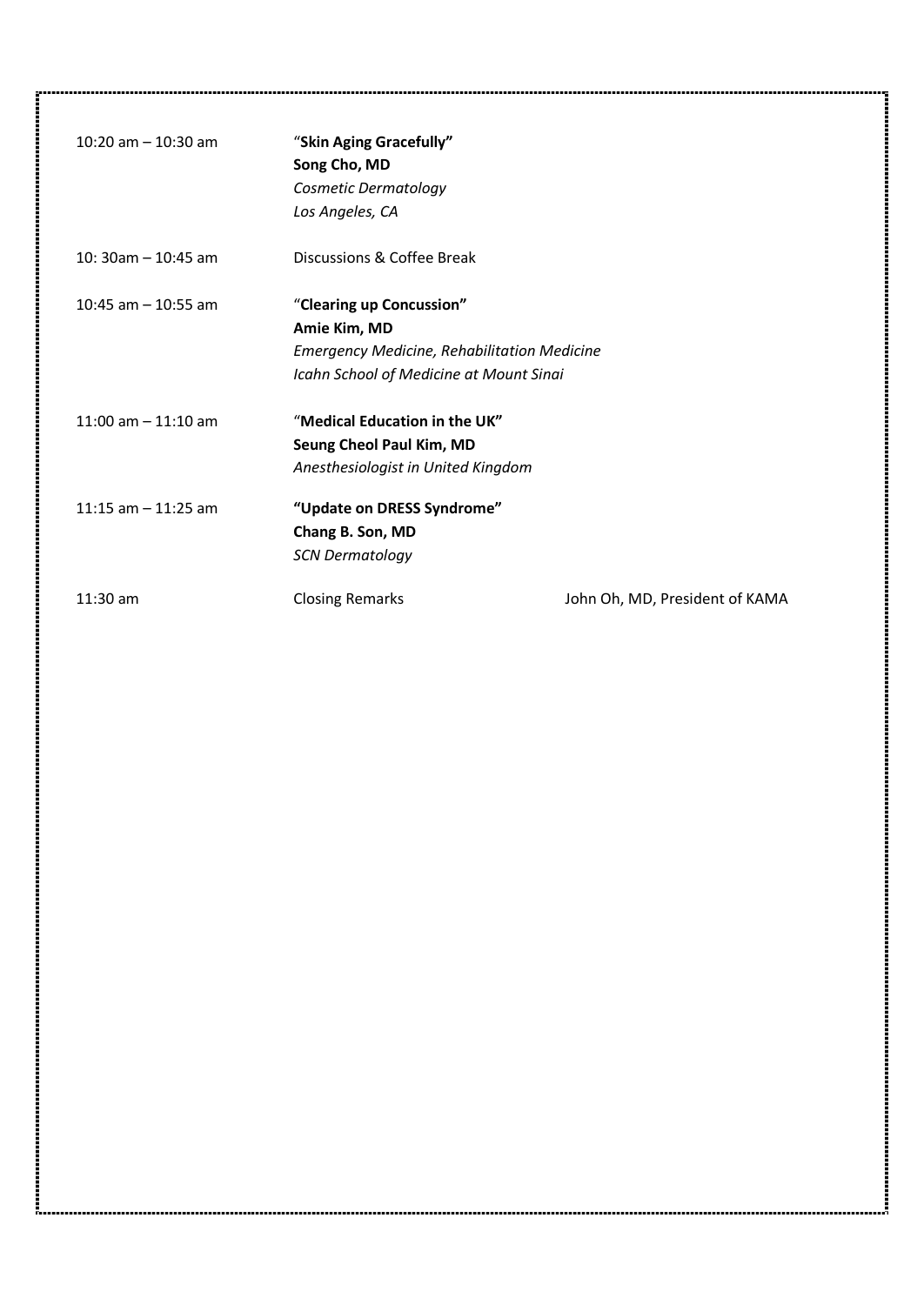| | | |
|---|---|---|
| 10:20 am – 10:30 am | “**Skin Aging Gracefully”**<br>**Song Cho, MD**<br>*Cosmetic Dermatology*<br>*Los Angeles, CA* | |
| 10: 30am – 10:45 am | Discussions & Coffee Break | |
| 10:45 am – 10:55 am | “**Clearing up Concussion”**<br>**Amie Kim, MD**<br>*Emergency Medicine, Rehabilitation Medicine*<br>*Icahn School of Medicine at Mount Sinai* | |
| 11:00 am – 11:10 am | “**Medical Education in the UK”**<br>**Seung Cheol Paul Kim, MD**<br>*Anesthesiologist in United Kingdom* | |
| 11:15 am – 11:25 am | **“Update on DRESS Syndrome”**<br>**Chang B. Son, MD**<br>*SCN Dermatology* | |
| 11:30 am | Closing Remarks | John Oh, MD, President of KAMA |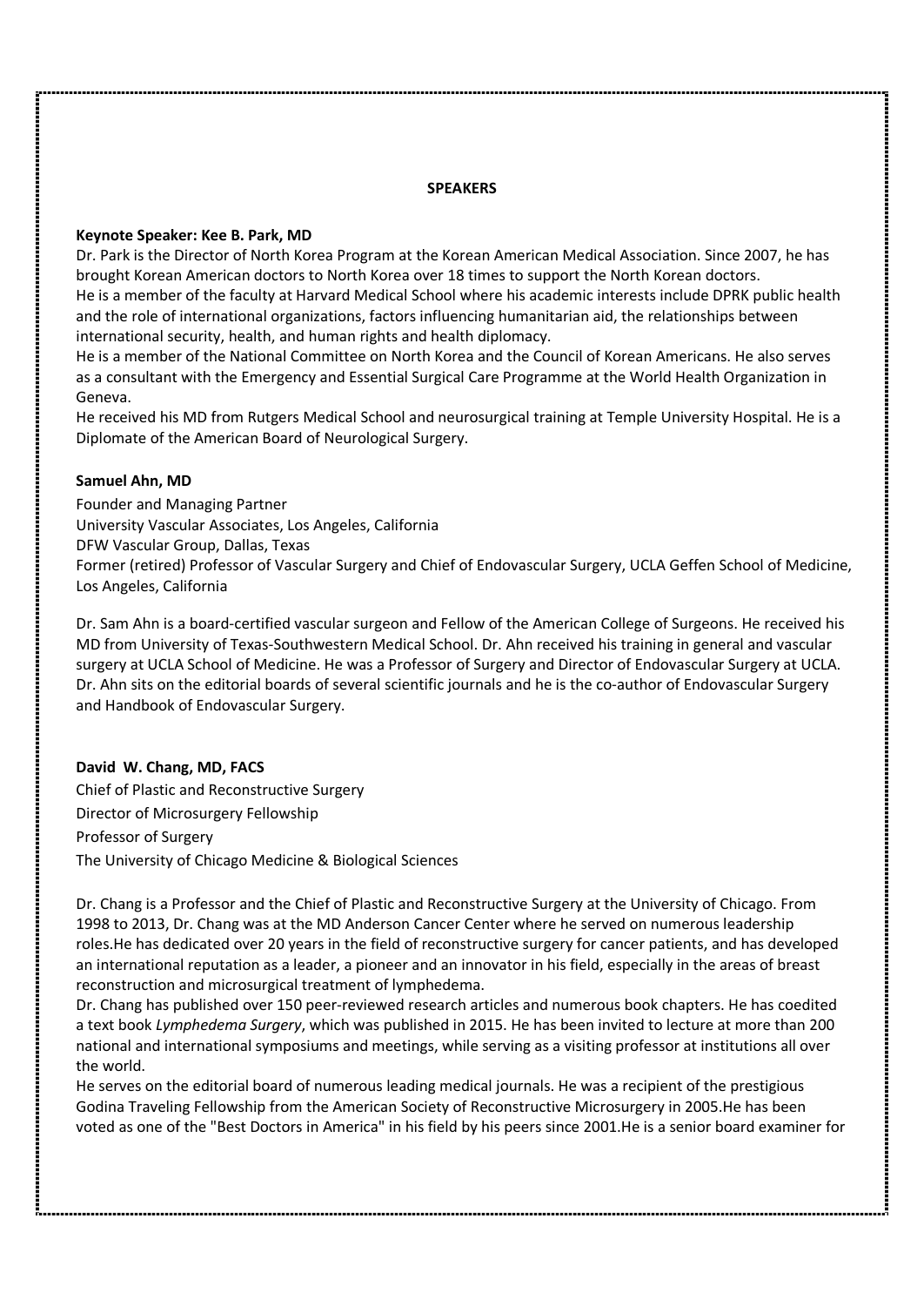## SPEAKERS

**Keynote Speaker: Kee B. Park, MD**

Dr. Park is the Director of North Korea Program at the Korean American Medical Association. Since 2007, he has brought Korean American doctors to North Korea over 18 times to support the North Korean doctors.
He is a member of the faculty at Harvard Medical School where his academic interests include DPRK public health and the role of international organizations, factors influencing humanitarian aid, the relationships between international security, health, and human rights and health diplomacy.
He is a member of the National Committee on North Korea and the Council of Korean Americans. He also serves as a consultant with the Emergency and Essential Surgical Care Programme at the World Health Organization in Geneva.
He received his MD from Rutgers Medical School and neurosurgical training at Temple University Hospital. He is a Diplomate of the American Board of Neurological Surgery.

**Samuel Ahn, MD**

Founder and Managing Partner
University Vascular Associates, Los Angeles, California
DFW Vascular Group, Dallas, Texas
Former (retired) Professor of Vascular Surgery and Chief of Endovascular Surgery, UCLA Geffen School of Medicine, Los Angeles, California

Dr. Sam Ahn is a board-certified vascular surgeon and Fellow of the American College of Surgeons. He received his MD from University of Texas-Southwestern Medical School. Dr. Ahn received his training in general and vascular surgery at UCLA School of Medicine. He was a Professor of Surgery and Director of Endovascular Surgery at UCLA. Dr. Ahn sits on the editorial boards of several scientific journals and he is the co-author of Endovascular Surgery and Handbook of Endovascular Surgery.

**David W. Chang, MD, FACS**

Chief of Plastic and Reconstructive Surgery
Director of Microsurgery Fellowship
Professor of Surgery
The University of Chicago Medicine & Biological Sciences

Dr. Chang is a Professor and the Chief of Plastic and Reconstructive Surgery at the University of Chicago. From 1998 to 2013, Dr. Chang was at the MD Anderson Cancer Center where he served on numerous leadership roles.He has dedicated over 20 years in the field of reconstructive surgery for cancer patients, and has developed an international reputation as a leader, a pioneer and an innovator in his field, especially in the areas of breast reconstruction and microsurgical treatment of lymphedema.
Dr. Chang has published over 150 peer-reviewed research articles and numerous book chapters. He has coedited a text book *Lymphedema Surgery*, which was published in 2015. He has been invited to lecture at more than 200 national and international symposiums and meetings, while serving as a visiting professor at institutions all over the world.
He serves on the editorial board of numerous leading medical journals. He was a recipient of the prestigious Godina Traveling Fellowship from the American Society of Reconstructive Microsurgery in 2005.He has been voted as one of the "Best Doctors in America" in his field by his peers since 2001.He is a senior board examiner for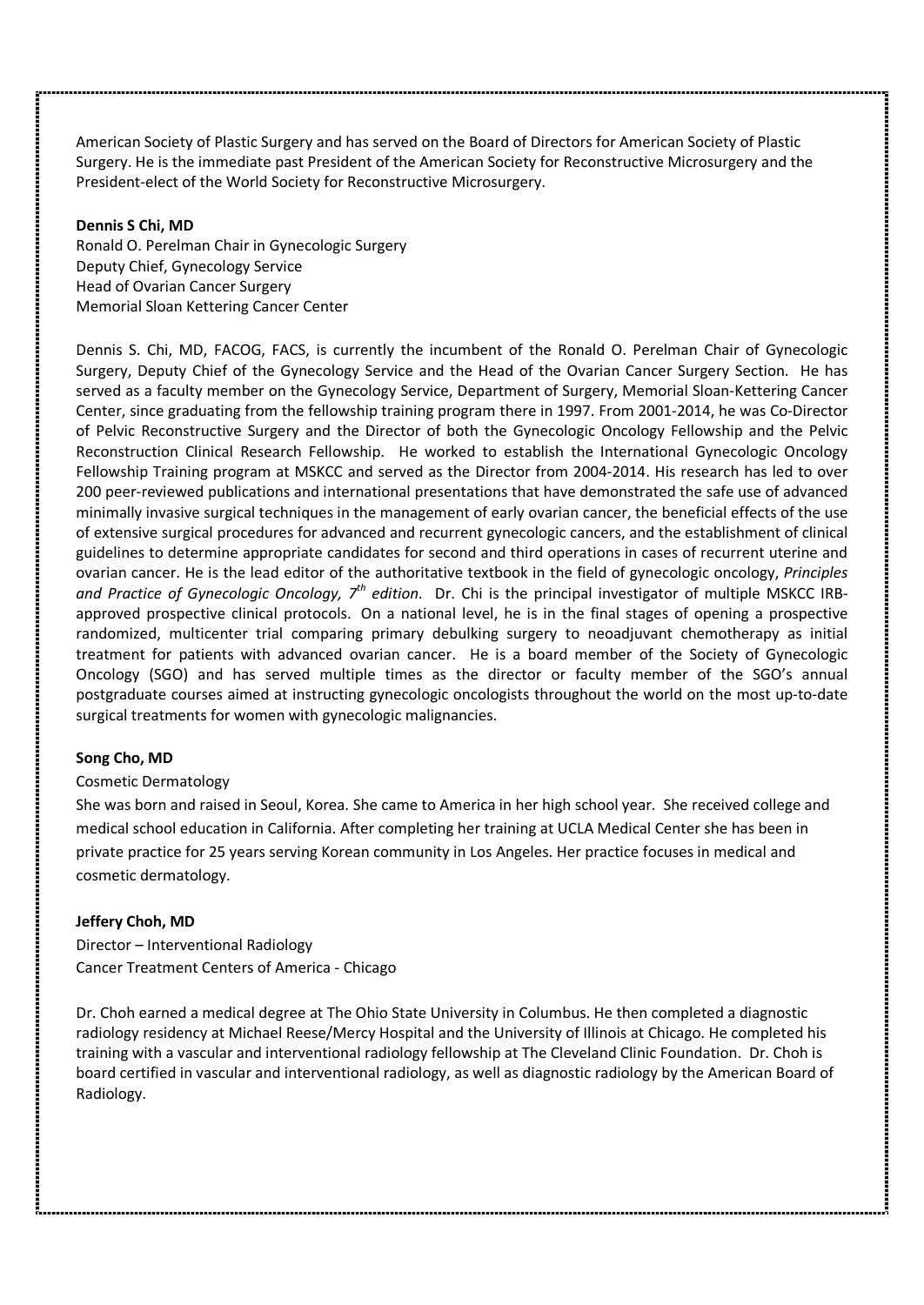American Society of Plastic Surgery and has served on the Board of Directors for American Society of Plastic Surgery. He is the immediate past President of the American Society for Reconstructive Microsurgery and the President-elect of the World Society for Reconstructive Microsurgery.

**Dennis S Chi, MD**

Ronald O. Perelman Chair in Gynecologic Surgery
Deputy Chief, Gynecology Service
Head of Ovarian Cancer Surgery
Memorial Sloan Kettering Cancer Center

Dennis S. Chi, MD, FACOG, FACS, is currently the incumbent of the Ronald O. Perelman Chair of Gynecologic Surgery, Deputy Chief of the Gynecology Service and the Head of the Ovarian Cancer Surgery Section. He has served as a faculty member on the Gynecology Service, Department of Surgery, Memorial Sloan-Kettering Cancer Center, since graduating from the fellowship training program there in 1997. From 2001-2014, he was Co-Director of Pelvic Reconstructive Surgery and the Director of both the Gynecologic Oncology Fellowship and the Pelvic Reconstruction Clinical Research Fellowship. He worked to establish the International Gynecologic Oncology Fellowship Training program at MSKCC and served as the Director from 2004-2014. His research has led to over 200 peer-reviewed publications and international presentations that have demonstrated the safe use of advanced minimally invasive surgical techniques in the management of early ovarian cancer, the beneficial effects of the use of extensive surgical procedures for advanced and recurrent gynecologic cancers, and the establishment of clinical guidelines to determine appropriate candidates for second and third operations in cases of recurrent uterine and ovarian cancer. He is the lead editor of the authoritative textbook in the field of gynecologic oncology, *Principles and Practice of Gynecologic Oncology, 7th edition*. Dr. Chi is the principal investigator of multiple MSKCC IRB-approved prospective clinical protocols. On a national level, he is in the final stages of opening a prospective randomized, multicenter trial comparing primary debulking surgery to neoadjuvant chemotherapy as initial treatment for patients with advanced ovarian cancer. He is a board member of the Society of Gynecologic Oncology (SGO) and has served multiple times as the director or faculty member of the SGO's annual postgraduate courses aimed at instructing gynecologic oncologists throughout the world on the most up-to-date surgical treatments for women with gynecologic malignancies.

**Song Cho, MD**

Cosmetic Dermatology

She was born and raised in Seoul, Korea. She came to America in her high school year. She received college and medical school education in California. After completing her training at UCLA Medical Center she has been in private practice for 25 years serving Korean community in Los Angeles. Her practice focuses in medical and cosmetic dermatology.

**Jeffery Choh, MD**

Director – Interventional Radiology
Cancer Treatment Centers of America - Chicago

Dr. Choh earned a medical degree at The Ohio State University in Columbus. He then completed a diagnostic radiology residency at Michael Reese/Mercy Hospital and the University of Illinois at Chicago. He completed his training with a vascular and interventional radiology fellowship at The Cleveland Clinic Foundation. Dr. Choh is board certified in vascular and interventional radiology, as well as diagnostic radiology by the American Board of Radiology.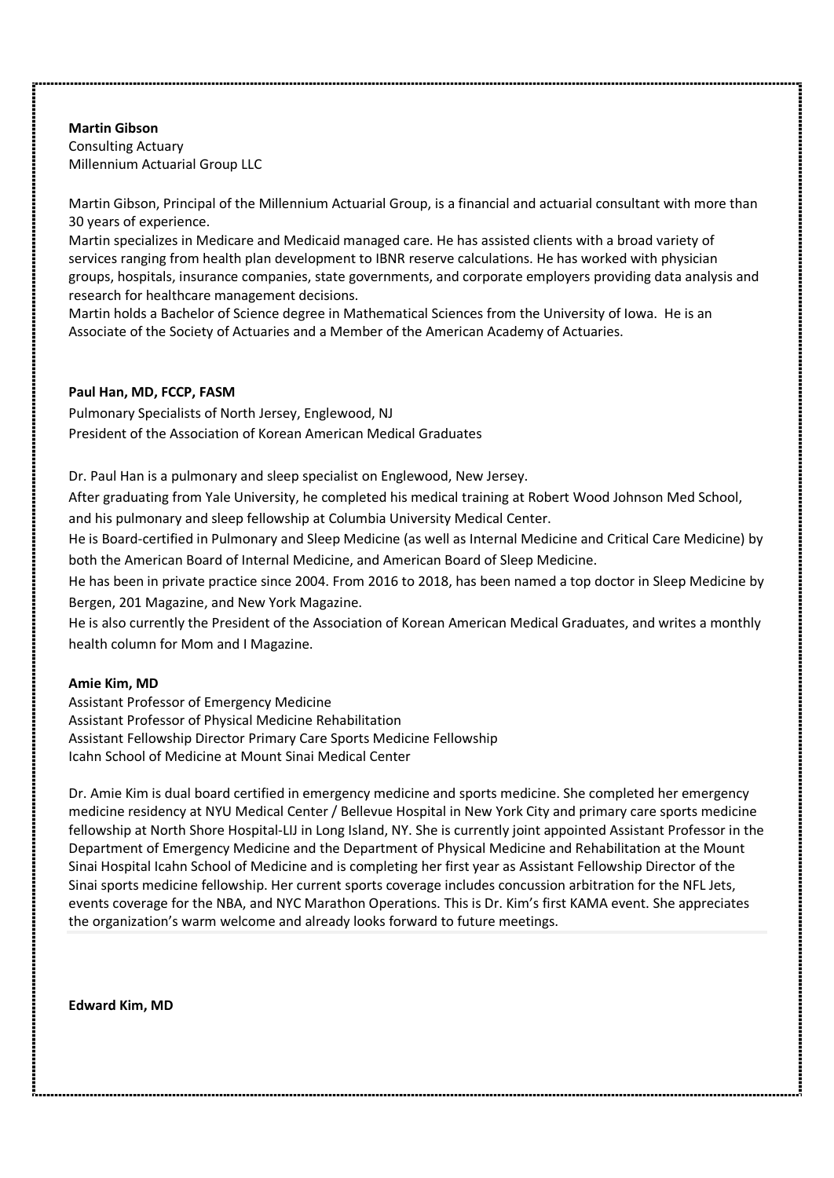**Martin Gibson**
Consulting Actuary
Millennium Actuarial Group LLC

Martin Gibson, Principal of the Millennium Actuarial Group, is a financial and actuarial consultant with more than 30 years of experience.
Martin specializes in Medicare and Medicaid managed care. He has assisted clients with a broad variety of services ranging from health plan development to IBNR reserve calculations. He has worked with physician groups, hospitals, insurance companies, state governments, and corporate employers providing data analysis and research for healthcare management decisions.
Martin holds a Bachelor of Science degree in Mathematical Sciences from the University of Iowa. He is an Associate of the Society of Actuaries and a Member of the American Academy of Actuaries.

**Paul Han, MD, FCCP, FASM**
Pulmonary Specialists of North Jersey, Englewood, NJ
President of the Association of Korean American Medical Graduates

Dr. Paul Han is a pulmonary and sleep specialist on Englewood, New Jersey.
After graduating from Yale University, he completed his medical training at Robert Wood Johnson Med School, and his pulmonary and sleep fellowship at Columbia University Medical Center.
He is Board-certified in Pulmonary and Sleep Medicine (as well as Internal Medicine and Critical Care Medicine) by both the American Board of Internal Medicine, and American Board of Sleep Medicine.
He has been in private practice since 2004. From 2016 to 2018, has been named a top doctor in Sleep Medicine by Bergen, 201 Magazine, and New York Magazine.
He is also currently the President of the Association of Korean American Medical Graduates, and writes a monthly health column for Mom and I Magazine.

**Amie Kim, MD**
Assistant Professor of Emergency Medicine
Assistant Professor of Physical Medicine Rehabilitation
Assistant Fellowship Director Primary Care Sports Medicine Fellowship
Icahn School of Medicine at Mount Sinai Medical Center

Dr. Amie Kim is dual board certified in emergency medicine and sports medicine. She completed her emergency medicine residency at NYU Medical Center / Bellevue Hospital in New York City and primary care sports medicine fellowship at North Shore Hospital-LIJ in Long Island, NY. She is currently joint appointed Assistant Professor in the Department of Emergency Medicine and the Department of Physical Medicine and Rehabilitation at the Mount Sinai Hospital Icahn School of Medicine and is completing her first year as Assistant Fellowship Director of the Sinai sports medicine fellowship. Her current sports coverage includes concussion arbitration for the NFL Jets, events coverage for the NBA, and NYC Marathon Operations. This is Dr. Kim's first KAMA event. She appreciates the organization's warm welcome and already looks forward to future meetings.

**Edward Kim, MD**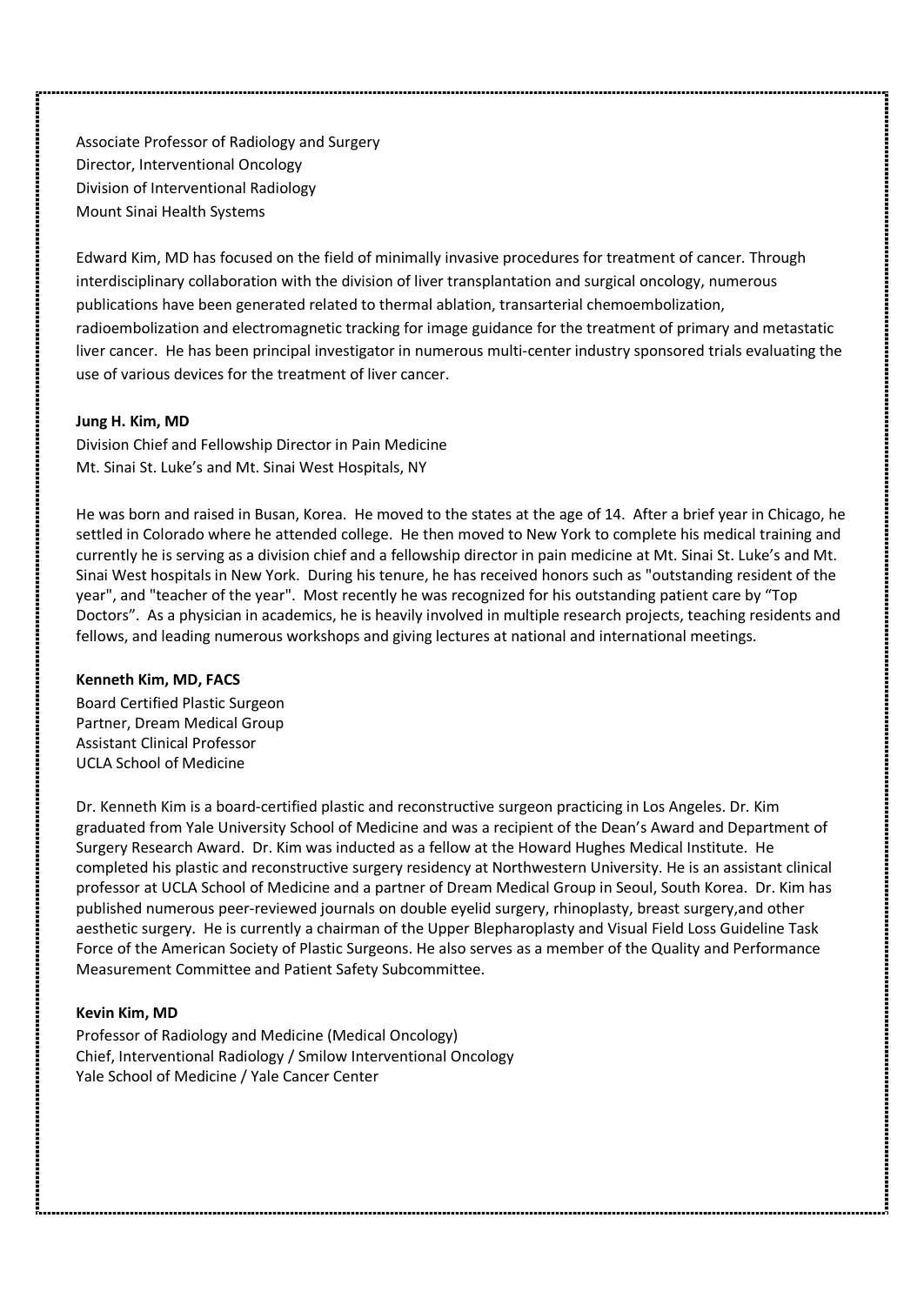Associate Professor of Radiology and Surgery
Director, Interventional Oncology
Division of Interventional Radiology
Mount Sinai Health Systems

Edward Kim, MD has focused on the field of minimally invasive procedures for treatment of cancer. Through interdisciplinary collaboration with the division of liver transplantation and surgical oncology, numerous publications have been generated related to thermal ablation, transarterial chemoembolization, radioembolization and electromagnetic tracking for image guidance for the treatment of primary and metastatic liver cancer. He has been principal investigator in numerous multi-center industry sponsored trials evaluating the use of various devices for the treatment of liver cancer.

**Jung H. Kim, MD**
Division Chief and Fellowship Director in Pain Medicine
Mt. Sinai St. Luke's and Mt. Sinai West Hospitals, NY

He was born and raised in Busan, Korea. He moved to the states at the age of 14. After a brief year in Chicago, he settled in Colorado where he attended college. He then moved to New York to complete his medical training and currently he is serving as a division chief and a fellowship director in pain medicine at Mt. Sinai St. Luke's and Mt. Sinai West hospitals in New York. During his tenure, he has received honors such as "outstanding resident of the year", and "teacher of the year". Most recently he was recognized for his outstanding patient care by "Top Doctors". As a physician in academics, he is heavily involved in multiple research projects, teaching residents and fellows, and leading numerous workshops and giving lectures at national and international meetings.

**Kenneth Kim, MD, FACS**
Board Certified Plastic Surgeon
Partner, Dream Medical Group
Assistant Clinical Professor
UCLA School of Medicine

Dr. Kenneth Kim is a board-certified plastic and reconstructive surgeon practicing in Los Angeles. Dr. Kim graduated from Yale University School of Medicine and was a recipient of the Dean's Award and Department of Surgery Research Award. Dr. Kim was inducted as a fellow at the Howard Hughes Medical Institute. He completed his plastic and reconstructive surgery residency at Northwestern University. He is an assistant clinical professor at UCLA School of Medicine and a partner of Dream Medical Group in Seoul, South Korea. Dr. Kim has published numerous peer-reviewed journals on double eyelid surgery, rhinoplasty, breast surgery,and other aesthetic surgery. He is currently a chairman of the Upper Blepharoplasty and Visual Field Loss Guideline Task Force of the American Society of Plastic Surgeons. He also serves as a member of the Quality and Performance Measurement Committee and Patient Safety Subcommittee.

**Kevin Kim, MD**
Professor of Radiology and Medicine (Medical Oncology)
Chief, Interventional Radiology / Smilow Interventional Oncology
Yale School of Medicine / Yale Cancer Center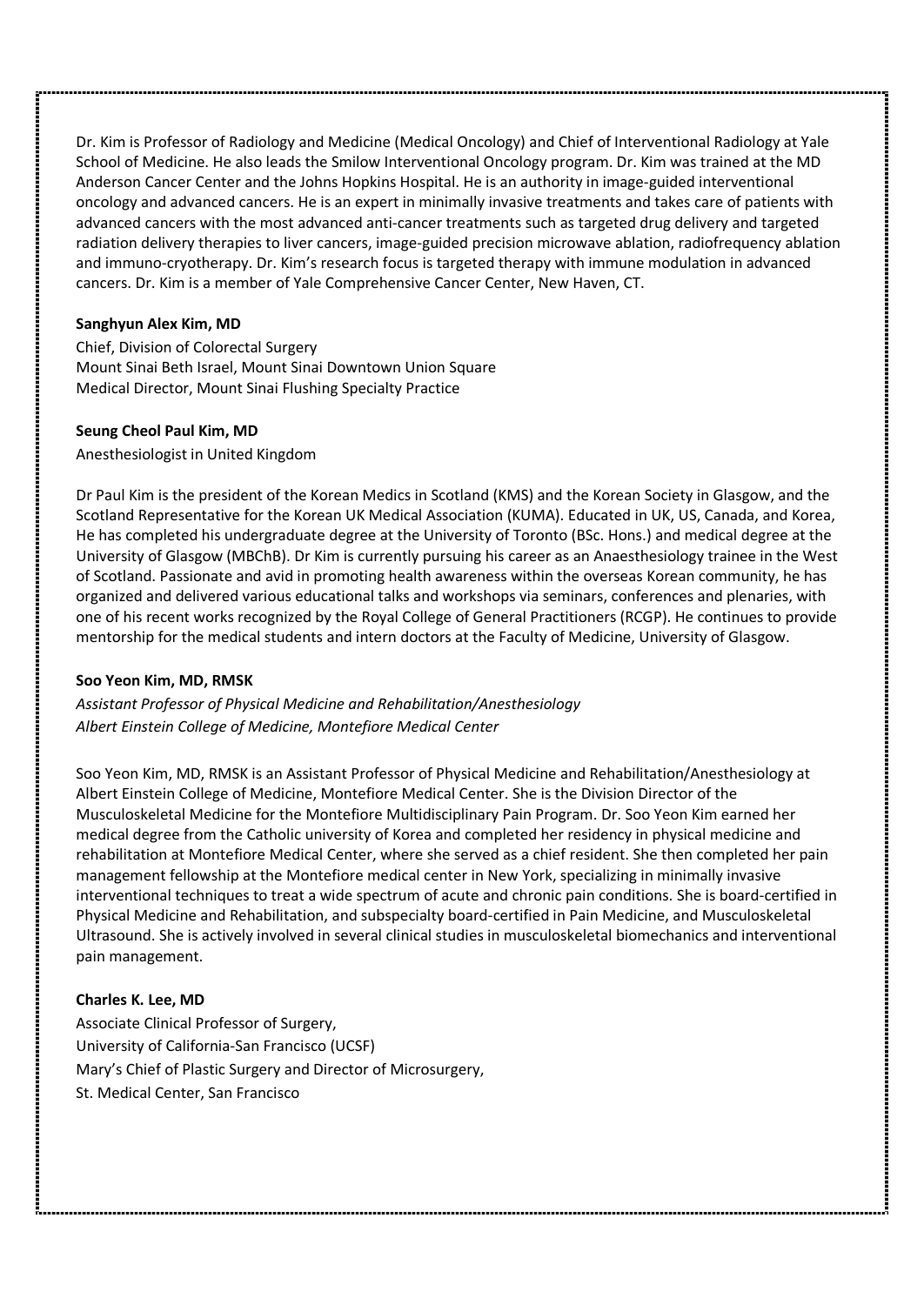Dr. Kim is Professor of Radiology and Medicine (Medical Oncology) and Chief of Interventional Radiology at Yale School of Medicine. He also leads the Smilow Interventional Oncology program. Dr. Kim was trained at the MD Anderson Cancer Center and the Johns Hopkins Hospital. He is an authority in image-guided interventional oncology and advanced cancers. He is an expert in minimally invasive treatments and takes care of patients with advanced cancers with the most advanced anti-cancer treatments such as targeted drug delivery and targeted radiation delivery therapies to liver cancers, image-guided precision microwave ablation, radiofrequency ablation and immuno-cryotherapy. Dr. Kim's research focus is targeted therapy with immune modulation in advanced cancers. Dr. Kim is a member of Yale Comprehensive Cancer Center, New Haven, CT.

**Sanghyun Alex Kim, MD**

Chief, Division of Colorectal Surgery
Mount Sinai Beth Israel, Mount Sinai Downtown Union Square
Medical Director, Mount Sinai Flushing Specialty Practice

**Seung Cheol Paul Kim, MD**

Anesthesiologist in United Kingdom

Dr Paul Kim is the president of the Korean Medics in Scotland (KMS) and the Korean Society in Glasgow, and the Scotland Representative for the Korean UK Medical Association (KUMA). Educated in UK, US, Canada, and Korea, He has completed his undergraduate degree at the University of Toronto (BSc. Hons.) and medical degree at the University of Glasgow (MBChB). Dr Kim is currently pursuing his career as an Anaesthesiology trainee in the West of Scotland. Passionate and avid in promoting health awareness within the overseas Korean community, he has organized and delivered various educational talks and workshops via seminars, conferences and plenaries, with one of his recent works recognized by the Royal College of General Practitioners (RCGP). He continues to provide mentorship for the medical students and intern doctors at the Faculty of Medicine, University of Glasgow.

**Soo Yeon Kim, MD, RMSK**

*Assistant Professor of Physical Medicine and Rehabilitation/Anesthesiology*
*Albert Einstein College of Medicine, Montefiore Medical Center*

Soo Yeon Kim, MD, RMSK is an Assistant Professor of Physical Medicine and Rehabilitation/Anesthesiology at Albert Einstein College of Medicine, Montefiore Medical Center. She is the Division Director of the Musculoskeletal Medicine for the Montefiore Multidisciplinary Pain Program. Dr. Soo Yeon Kim earned her medical degree from the Catholic university of Korea and completed her residency in physical medicine and rehabilitation at Montefiore Medical Center, where she served as a chief resident. She then completed her pain management fellowship at the Montefiore medical center in New York, specializing in minimally invasive interventional techniques to treat a wide spectrum of acute and chronic pain conditions. She is board-certified in Physical Medicine and Rehabilitation, and subspecialty board-certified in Pain Medicine, and Musculoskeletal Ultrasound. She is actively involved in several clinical studies in musculoskeletal biomechanics and interventional pain management.

**Charles K. Lee, MD**

Associate Clinical Professor of Surgery,
University of California-San Francisco (UCSF)
Mary's Chief of Plastic Surgery and Director of Microsurgery,
St. Medical Center, San Francisco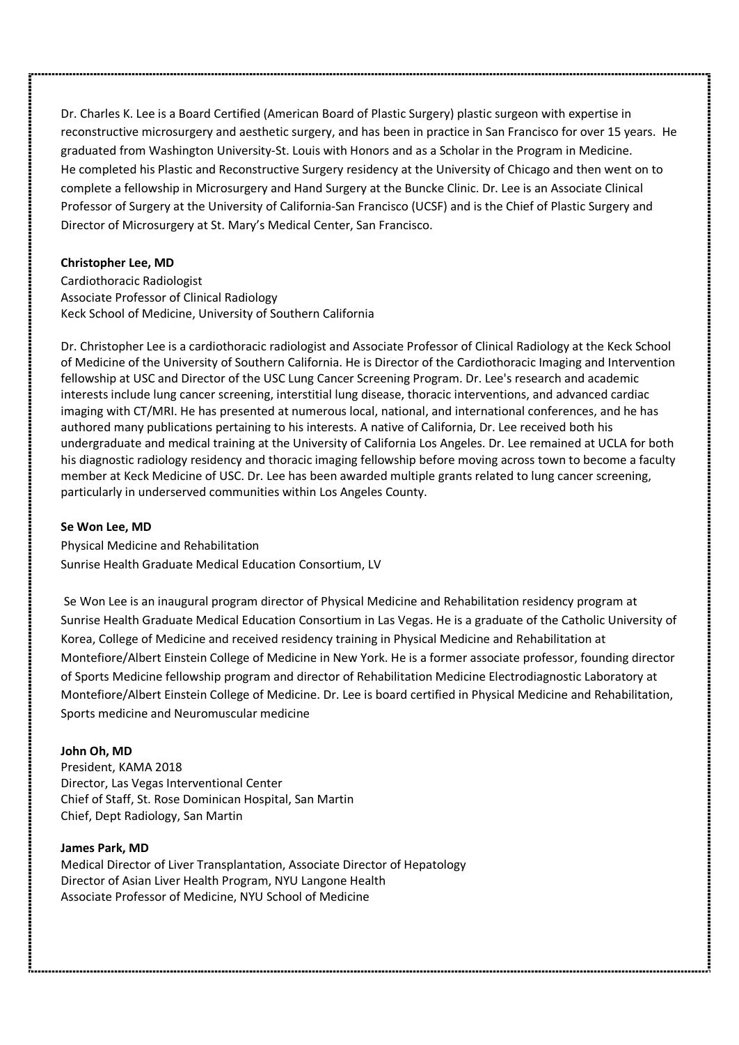Dr. Charles K. Lee is a Board Certified (American Board of Plastic Surgery) plastic surgeon with expertise in reconstructive microsurgery and aesthetic surgery, and has been in practice in San Francisco for over 15 years. He graduated from Washington University-St. Louis with Honors and as a Scholar in the Program in Medicine. He completed his Plastic and Reconstructive Surgery residency at the University of Chicago and then went on to complete a fellowship in Microsurgery and Hand Surgery at the Buncke Clinic. Dr. Lee is an Associate Clinical Professor of Surgery at the University of California-San Francisco (UCSF) and is the Chief of Plastic Surgery and Director of Microsurgery at St. Mary's Medical Center, San Francisco.

**Christopher Lee, MD**
Cardiothoracic Radiologist
Associate Professor of Clinical Radiology
Keck School of Medicine, University of Southern California

Dr. Christopher Lee is a cardiothoracic radiologist and Associate Professor of Clinical Radiology at the Keck School of Medicine of the University of Southern California. He is Director of the Cardiothoracic Imaging and Intervention fellowship at USC and Director of the USC Lung Cancer Screening Program. Dr. Lee's research and academic interests include lung cancer screening, interstitial lung disease, thoracic interventions, and advanced cardiac imaging with CT/MRI. He has presented at numerous local, national, and international conferences, and he has authored many publications pertaining to his interests. A native of California, Dr. Lee received both his undergraduate and medical training at the University of California Los Angeles. Dr. Lee remained at UCLA for both his diagnostic radiology residency and thoracic imaging fellowship before moving across town to become a faculty member at Keck Medicine of USC. Dr. Lee has been awarded multiple grants related to lung cancer screening, particularly in underserved communities within Los Angeles County.

**Se Won Lee, MD**
Physical Medicine and Rehabilitation
Sunrise Health Graduate Medical Education Consortium, LV

Se Won Lee is an inaugural program director of Physical Medicine and Rehabilitation residency program at Sunrise Health Graduate Medical Education Consortium in Las Vegas. He is a graduate of the Catholic University of Korea, College of Medicine and received residency training in Physical Medicine and Rehabilitation at Montefiore/Albert Einstein College of Medicine in New York. He is a former associate professor, founding director of Sports Medicine fellowship program and director of Rehabilitation Medicine Electrodiagnostic Laboratory at Montefiore/Albert Einstein College of Medicine. Dr. Lee is board certified in Physical Medicine and Rehabilitation, Sports medicine and Neuromuscular medicine

**John Oh, MD**
President, KAMA 2018
Director, Las Vegas Interventional Center
Chief of Staff, St. Rose Dominican Hospital, San Martin
Chief, Dept Radiology, San Martin

**James Park, MD**
Medical Director of Liver Transplantation, Associate Director of Hepatology
Director of Asian Liver Health Program, NYU Langone Health
Associate Professor of Medicine, NYU School of Medicine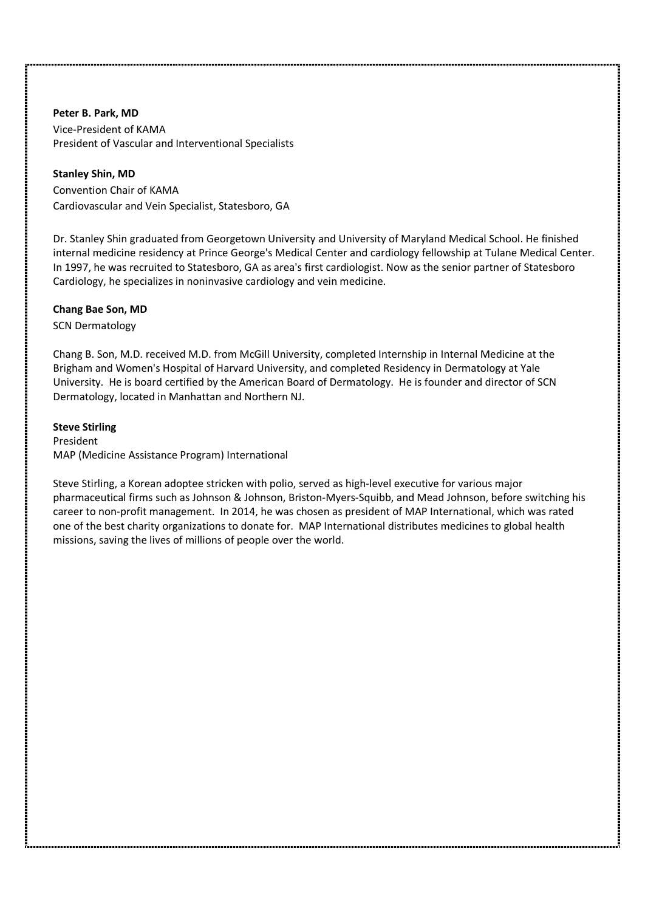**Peter B. Park, MD**
Vice-President of KAMA
President of Vascular and Interventional Specialists

**Stanley Shin, MD**
Convention Chair of KAMA
Cardiovascular and Vein Specialist, Statesboro, GA

Dr. Stanley Shin graduated from Georgetown University and University of Maryland Medical School. He finished internal medicine residency at Prince George's Medical Center and cardiology fellowship at Tulane Medical Center. In 1997, he was recruited to Statesboro, GA as area's first cardiologist. Now as the senior partner of Statesboro Cardiology, he specializes in noninvasive cardiology and vein medicine.

**Chang Bae Son, MD**
SCN Dermatology

Chang B. Son, M.D. received M.D. from McGill University, completed Internship in Internal Medicine at the Brigham and Women's Hospital of Harvard University, and completed Residency in Dermatology at Yale University. He is board certified by the American Board of Dermatology. He is founder and director of SCN Dermatology, located in Manhattan and Northern NJ.

**Steve Stirling**
President
MAP (Medicine Assistance Program) International

Steve Stirling, a Korean adoptee stricken with polio, served as high-level executive for various major pharmaceutical firms such as Johnson & Johnson, Briston-Myers-Squibb, and Mead Johnson, before switching his career to non-profit management. In 2014, he was chosen as president of MAP International, which was rated one of the best charity organizations to donate for. MAP International distributes medicines to global health missions, saving the lives of millions of people over the world.